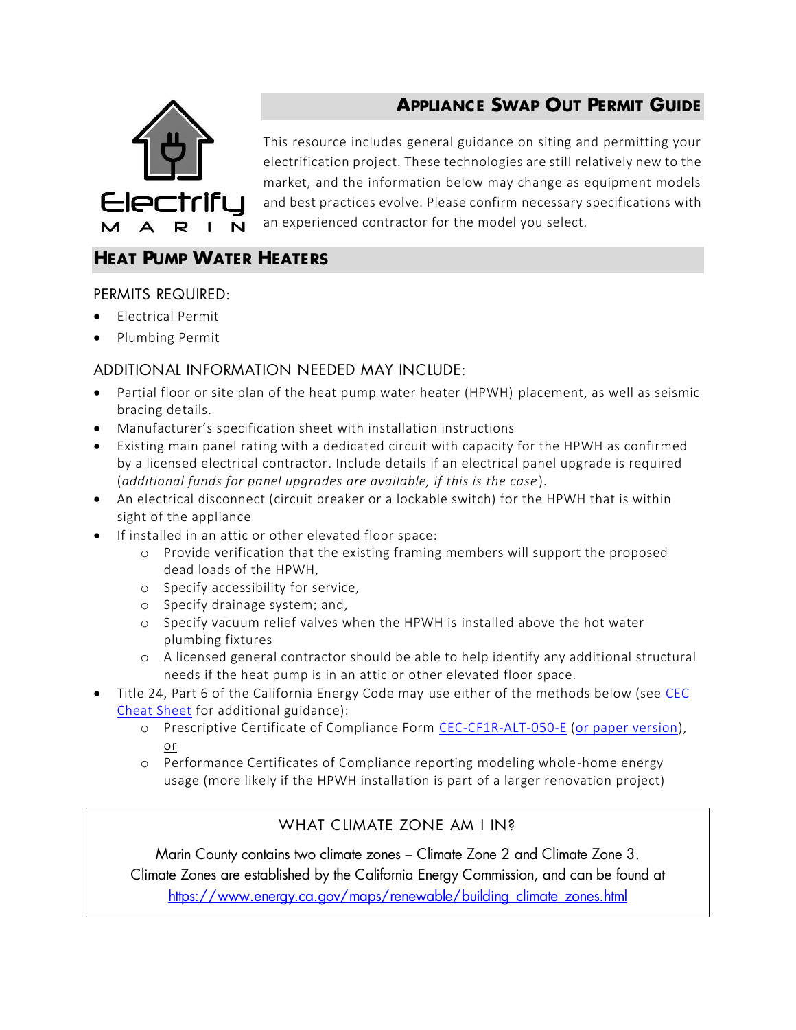Electrify
MARIN

# Appliance Swap Out Permit Guide

This resource includes general guidance on siting and permitting your electrification project. These technologies are still relatively new to the market, and the information below may change as equipment models and best practices evolve. Please confirm necessary specifications with an experienced contractor for the model you select.

## Heat Pump Water Heaters

### PERMITS REQUIRED:

- Electrical Permit
- Plumbing Permit

### ADDITIONAL INFORMATION NEEDED MAY INCLUDE:

- Partial floor or site plan of the heat pump water heater (HPWH) placement, as well as seismic bracing details.
- Manufacturer's specification sheet with installation instructions
- Existing main panel rating with a dedicated circuit with capacity for the HPWH as confirmed by a licensed electrical contractor. Include details if an electrical panel upgrade is required (*additional funds for panel upgrades are available, if this is the case*).
- An electrical disconnect (circuit breaker or a lockable switch) for the HPWH that is within sight of the appliance
- If installed in an attic or other elevated floor space:
    - Provide verification that the existing framing members will support the proposed dead loads of the HPWH,
    - Specify accessibility for service,
    - Specify drainage system; and,
    - Specify vacuum relief valves when the HPWH is installed above the hot water plumbing fixtures
    - A licensed general contractor should be able to help identify any additional structural needs if the heat pump is in an attic or other elevated floor space.
- Title 24, Part 6 of the California Energy Code may use either of the methods below (see CEC Cheat Sheet for additional guidance):
    - Prescriptive Certificate of Compliance Form CEC-CF1R-ALT-050-E (or paper version), or
    - Performance Certificates of Compliance reporting modeling whole-home energy usage (more likely if the HPWH installation is part of a larger renovation project)

### WHAT CLIMATE ZONE AM I IN?

Marin County contains two climate zones – Climate Zone 2 and Climate Zone 3. Climate Zones are established by the California Energy Commission, and can be found at https://www.energy.ca.gov/maps/renewable/building_climate_zones.html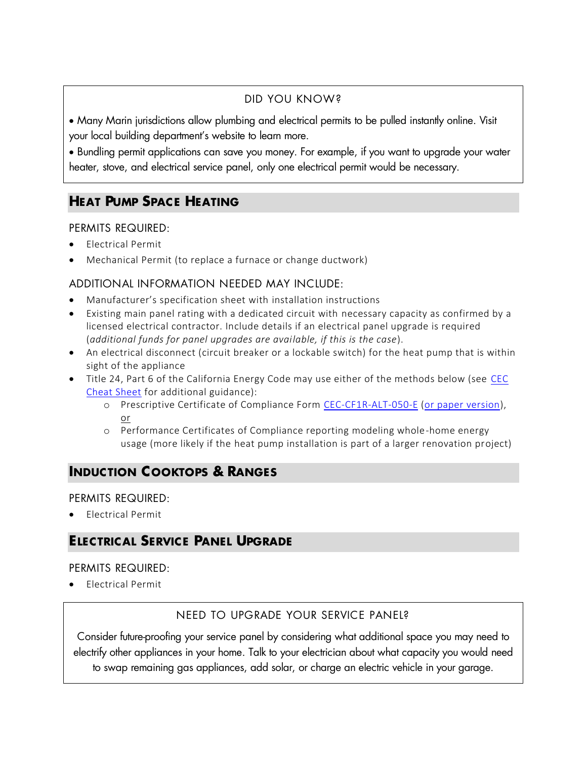### DID YOU KNOW?

- Many Marin jurisdictions allow plumbing and electrical permits to be pulled instantly online. Visit your local building department's website to learn more.
- Bundling permit applications can save you money. For example, if you want to upgrade your water heater, stove, and electrical service panel, only one electrical permit would be necessary.

## Heat Pump Space Heating

PERMITS REQUIRED:

- Electrical Permit
- Mechanical Permit (to replace a furnace or change ductwork)

ADDITIONAL INFORMATION NEEDED MAY INCLUDE:

- Manufacturer's specification sheet with installation instructions
- Existing main panel rating with a dedicated circuit with necessary capacity as confirmed by a licensed electrical contractor. Include details if an electrical panel upgrade is required (*additional funds for panel upgrades are available, if this is the case*).
- An electrical disconnect (circuit breaker or a lockable switch) for the heat pump that is within sight of the appliance
- Title 24, Part 6 of the California Energy Code may use either of the methods below (see CEC Cheat Sheet for additional guidance):
  - Prescriptive Certificate of Compliance Form CEC-CF1R-ALT-050-E (or paper version), or
  - Performance Certificates of Compliance reporting modeling whole-home energy usage (more likely if the heat pump installation is part of a larger renovation project)

## Induction Cooktops & Ranges

PERMITS REQUIRED:

- Electrical Permit

## Electrical Service Panel Upgrade

PERMITS REQUIRED:

- Electrical Permit

### NEED TO UPGRADE YOUR SERVICE PANEL?

Consider future-proofing your service panel by considering what additional space you may need to electrify other appliances in your home. Talk to your electrician about what capacity you would need to swap remaining gas appliances, add solar, or charge an electric vehicle in your garage.